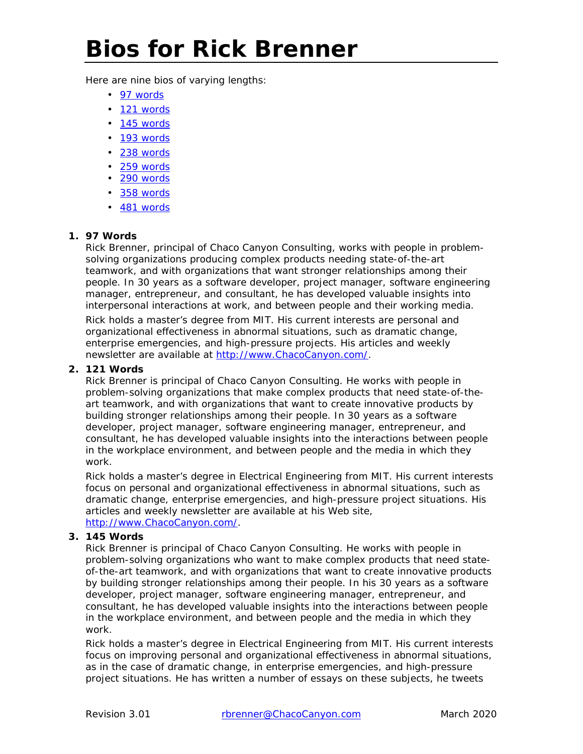# Bios for Rick Brenner

Here are nine bios of varying lengths:

- [97 words](#)
- [121 words](#)
- [145 words](#)
- [193 words](#)
- [238 words](#)
- [259 words](#)
- [290 words](#)
- [358 words](#)
- [481 words](#)

1. **97 Words**

   Rick Brenner, principal of Chaco Canyon Consulting, works with people in problem-solving organizations producing complex products needing state-of-the-art teamwork, and with organizations that want stronger relationships among their people. In 30 years as a software developer, project manager, software engineering manager, entrepreneur, and consultant, he has developed valuable insights into interpersonal interactions at work, and between people and their working media.

   Rick holds a master's degree from MIT. His current interests are personal and organizational effectiveness in abnormal situations, such as dramatic change, enterprise emergencies, and high-pressure projects. His articles and weekly newsletter are available at [http://www.ChacoCanyon.com/](http://www.ChacoCanyon.com/).

2. **121 Words**

   Rick Brenner is principal of Chaco Canyon Consulting. He works with people in problem-solving organizations that make complex products that need state-of-the-art teamwork, and with organizations that want to create innovative products by building stronger relationships among their people. In 30 years as a software developer, project manager, software engineering manager, entrepreneur, and consultant, he has developed valuable insights into the interactions between people in the workplace environment, and between people and the media in which they work.

   Rick holds a master's degree in Electrical Engineering from MIT. His current interests focus on personal and organizational effectiveness in abnormal situations, such as dramatic change, enterprise emergencies, and high-pressure project situations. His articles and weekly newsletter are available at his Web site, [http://www.ChacoCanyon.com/](http://www.ChacoCanyon.com/).

3. **145 Words**

   Rick Brenner is principal of Chaco Canyon Consulting. He works with people in problem-solving organizations who want to make complex products that need state-of-the-art teamwork, and with organizations that want to create innovative products by building stronger relationships among their people. In his 30 years as a software developer, project manager, software engineering manager, entrepreneur, and consultant, he has developed valuable insights into the interactions between people in the workplace environment, and between people and the media in which they work.

   Rick holds a master's degree in Electrical Engineering from MIT. His current interests focus on improving personal and organizational effectiveness in abnormal situations, as in the case of dramatic change, in enterprise emergencies, and high-pressure project situations. He has written a number of essays on these subjects, he tweets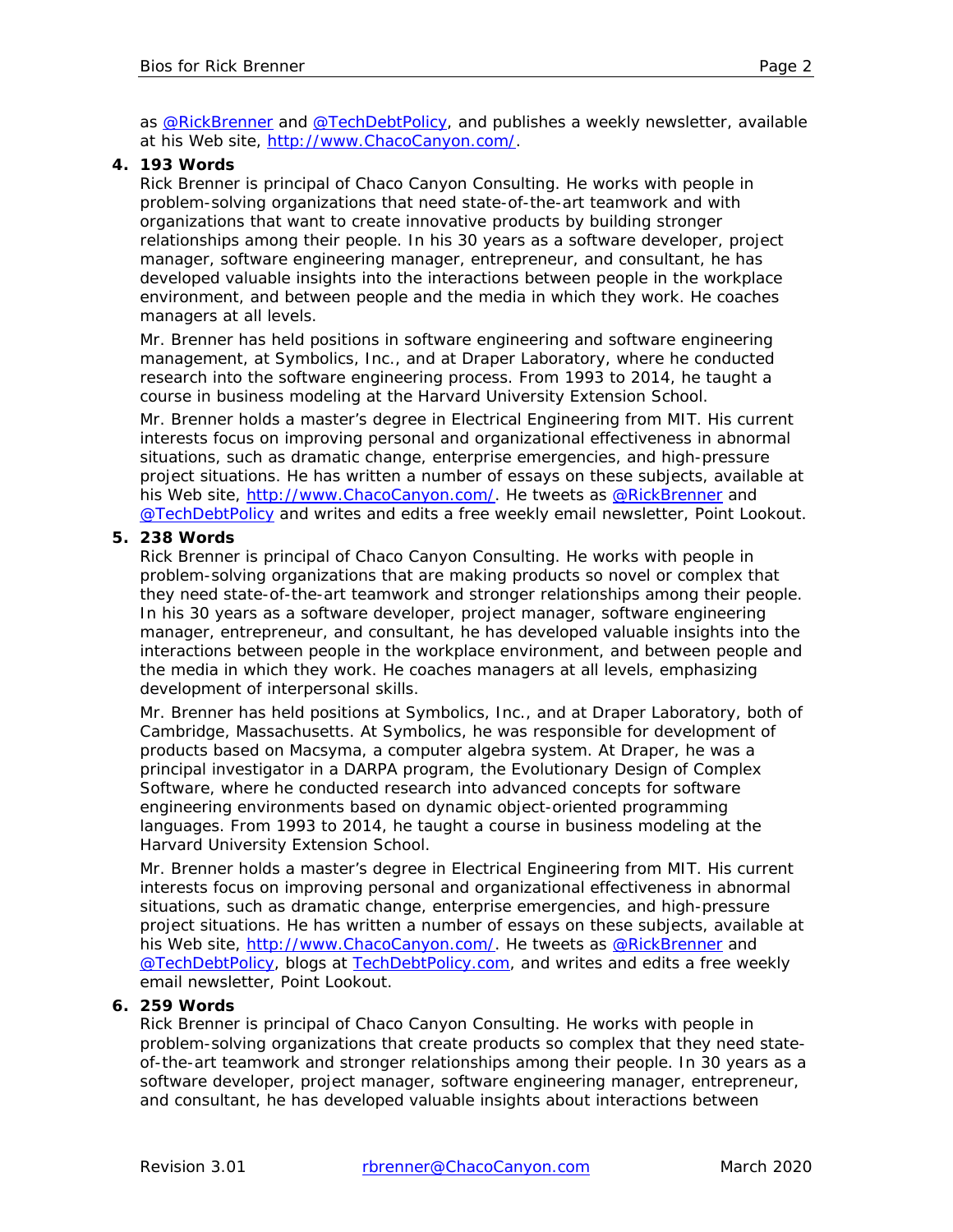as @RickBrenner and @TechDebtPolicy, and publishes a weekly newsletter, available at his Web site, http://www.ChacoCanyon.com/.

**4. 193 Words**

Rick Brenner is principal of Chaco Canyon Consulting. He works with people in problem-solving organizations that need state-of-the-art teamwork and with organizations that want to create innovative products by building stronger relationships among their people. In his 30 years as a software developer, project manager, software engineering manager, entrepreneur, and consultant, he has developed valuable insights into the interactions between people in the workplace environment, and between people and the media in which they work. He coaches managers at all levels.

Mr. Brenner has held positions in software engineering and software engineering management, at Symbolics, Inc., and at Draper Laboratory, where he conducted research into the software engineering process. From 1993 to 2014, he taught a course in business modeling at the Harvard University Extension School.

Mr. Brenner holds a master's degree in Electrical Engineering from MIT. His current interests focus on improving personal and organizational effectiveness in abnormal situations, such as dramatic change, enterprise emergencies, and high-pressure project situations. He has written a number of essays on these subjects, available at his Web site, http://www.ChacoCanyon.com/. He tweets as @RickBrenner and @TechDebtPolicy and writes and edits a free weekly email newsletter, Point Lookout.

**5. 238 Words**

Rick Brenner is principal of Chaco Canyon Consulting. He works with people in problem-solving organizations that are making products so novel or complex that they need state-of-the-art teamwork and stronger relationships among their people. In his 30 years as a software developer, project manager, software engineering manager, entrepreneur, and consultant, he has developed valuable insights into the interactions between people in the workplace environment, and between people and the media in which they work. He coaches managers at all levels, emphasizing development of interpersonal skills.

Mr. Brenner has held positions at Symbolics, Inc., and at Draper Laboratory, both of Cambridge, Massachusetts. At Symbolics, he was responsible for development of products based on Macsyma, a computer algebra system. At Draper, he was a principal investigator in a DARPA program, the Evolutionary Design of Complex Software, where he conducted research into advanced concepts for software engineering environments based on dynamic object-oriented programming languages. From 1993 to 2014, he taught a course in business modeling at the Harvard University Extension School.

Mr. Brenner holds a master's degree in Electrical Engineering from MIT. His current interests focus on improving personal and organizational effectiveness in abnormal situations, such as dramatic change, enterprise emergencies, and high-pressure project situations. He has written a number of essays on these subjects, available at his Web site, http://www.ChacoCanyon.com/. He tweets as @RickBrenner and @TechDebtPolicy, blogs at TechDebtPolicy.com, and writes and edits a free weekly email newsletter, Point Lookout.

**6. 259 Words**

Rick Brenner is principal of Chaco Canyon Consulting. He works with people in problem-solving organizations that create products so complex that they need state-of-the-art teamwork and stronger relationships among their people. In 30 years as a software developer, project manager, software engineering manager, entrepreneur, and consultant, he has developed valuable insights about interactions between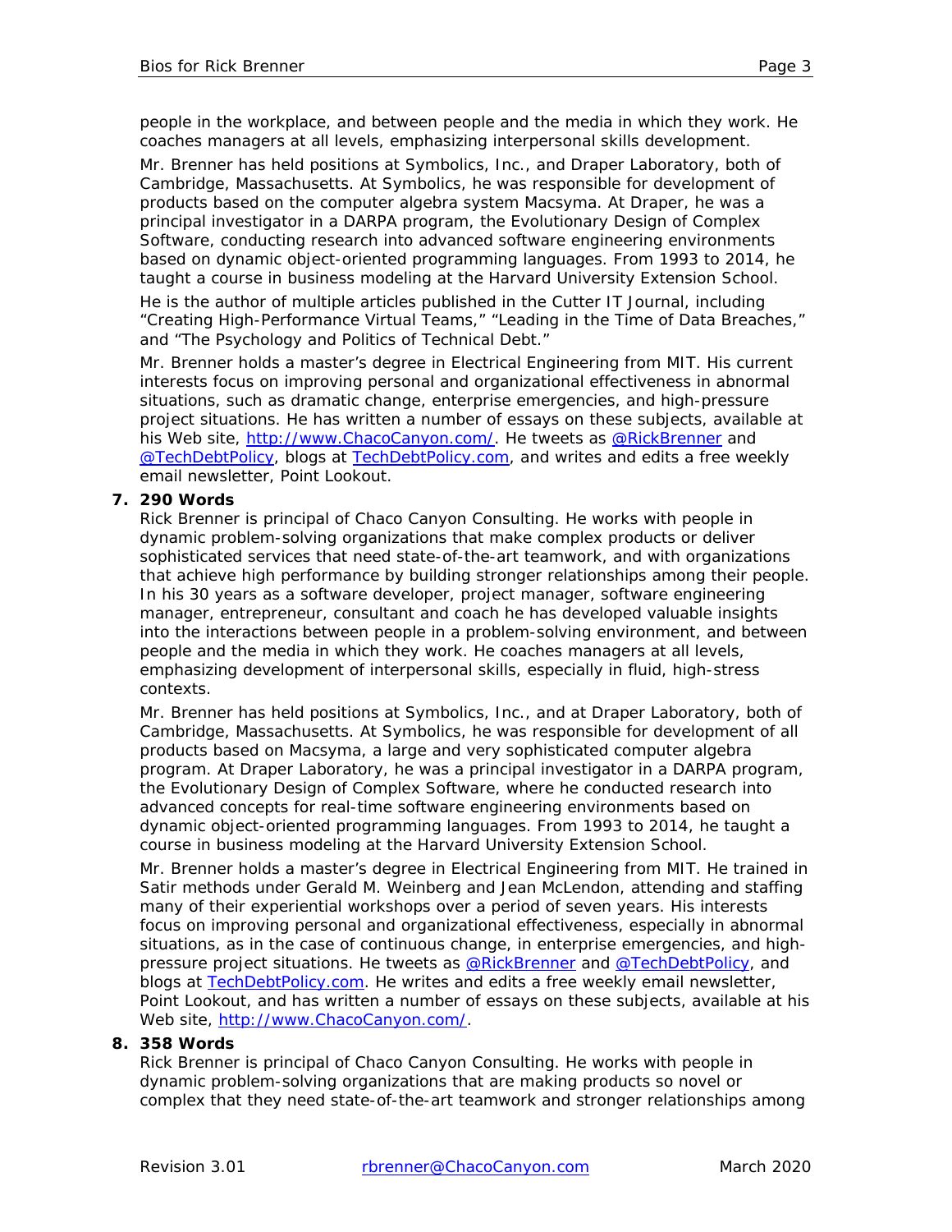people in the workplace, and between people and the media in which they work. He coaches managers at all levels, emphasizing interpersonal skills development.

Mr. Brenner has held positions at Symbolics, Inc., and Draper Laboratory, both of Cambridge, Massachusetts. At Symbolics, he was responsible for development of products based on the computer algebra system Macsyma. At Draper, he was a principal investigator in a DARPA program, the Evolutionary Design of Complex Software, conducting research into advanced software engineering environments based on dynamic object-oriented programming languages. From 1993 to 2014, he taught a course in business modeling at the Harvard University Extension School.

He is the author of multiple articles published in the Cutter IT Journal, including "Creating High-Performance Virtual Teams," "Leading in the Time of Data Breaches," and "The Psychology and Politics of Technical Debt."

Mr. Brenner holds a master's degree in Electrical Engineering from MIT. His current interests focus on improving personal and organizational effectiveness in abnormal situations, such as dramatic change, enterprise emergencies, and high-pressure project situations. He has written a number of essays on these subjects, available at his Web site, [http://www.ChacoCanyon.com/](http://www.ChacoCanyon.com/). He tweets as [@RickBrenner](https://twitter.com/RickBrenner) and [@TechDebtPolicy](https://twitter.com/TechDebtPolicy), blogs at [TechDebtPolicy.com](http://TechDebtPolicy.com), and writes and edits a free weekly email newsletter, Point Lookout.

7. **290 Words**

Rick Brenner is principal of Chaco Canyon Consulting. He works with people in dynamic problem-solving organizations that make complex products or deliver sophisticated services that need state-of-the-art teamwork, and with organizations that achieve high performance by building stronger relationships among their people. In his 30 years as a software developer, project manager, software engineering manager, entrepreneur, consultant and coach he has developed valuable insights into the interactions between people in a problem-solving environment, and between people and the media in which they work. He coaches managers at all levels, emphasizing development of interpersonal skills, especially in fluid, high-stress contexts.

Mr. Brenner has held positions at Symbolics, Inc., and at Draper Laboratory, both of Cambridge, Massachusetts. At Symbolics, he was responsible for development of all products based on Macsyma, a large and very sophisticated computer algebra program. At Draper Laboratory, he was a principal investigator in a DARPA program, the Evolutionary Design of Complex Software, where he conducted research into advanced concepts for real-time software engineering environments based on dynamic object-oriented programming languages. From 1993 to 2014, he taught a course in business modeling at the Harvard University Extension School.

Mr. Brenner holds a master's degree in Electrical Engineering from MIT. He trained in Satir methods under Gerald M. Weinberg and Jean McLendon, attending and staffing many of their experiential workshops over a period of seven years. His interests focus on improving personal and organizational effectiveness, especially in abnormal situations, as in the case of continuous change, in enterprise emergencies, and high-pressure project situations. He tweets as [@RickBrenner](https://twitter.com/RickBrenner) and [@TechDebtPolicy](https://twitter.com/TechDebtPolicy), and blogs at [TechDebtPolicy.com](http://TechDebtPolicy.com). He writes and edits a free weekly email newsletter, Point Lookout, and has written a number of essays on these subjects, available at his Web site, [http://www.ChacoCanyon.com/](http://www.ChacoCanyon.com/).

8. **358 Words**

Rick Brenner is principal of Chaco Canyon Consulting. He works with people in dynamic problem-solving organizations that are making products so novel or complex that they need state-of-the-art teamwork and stronger relationships among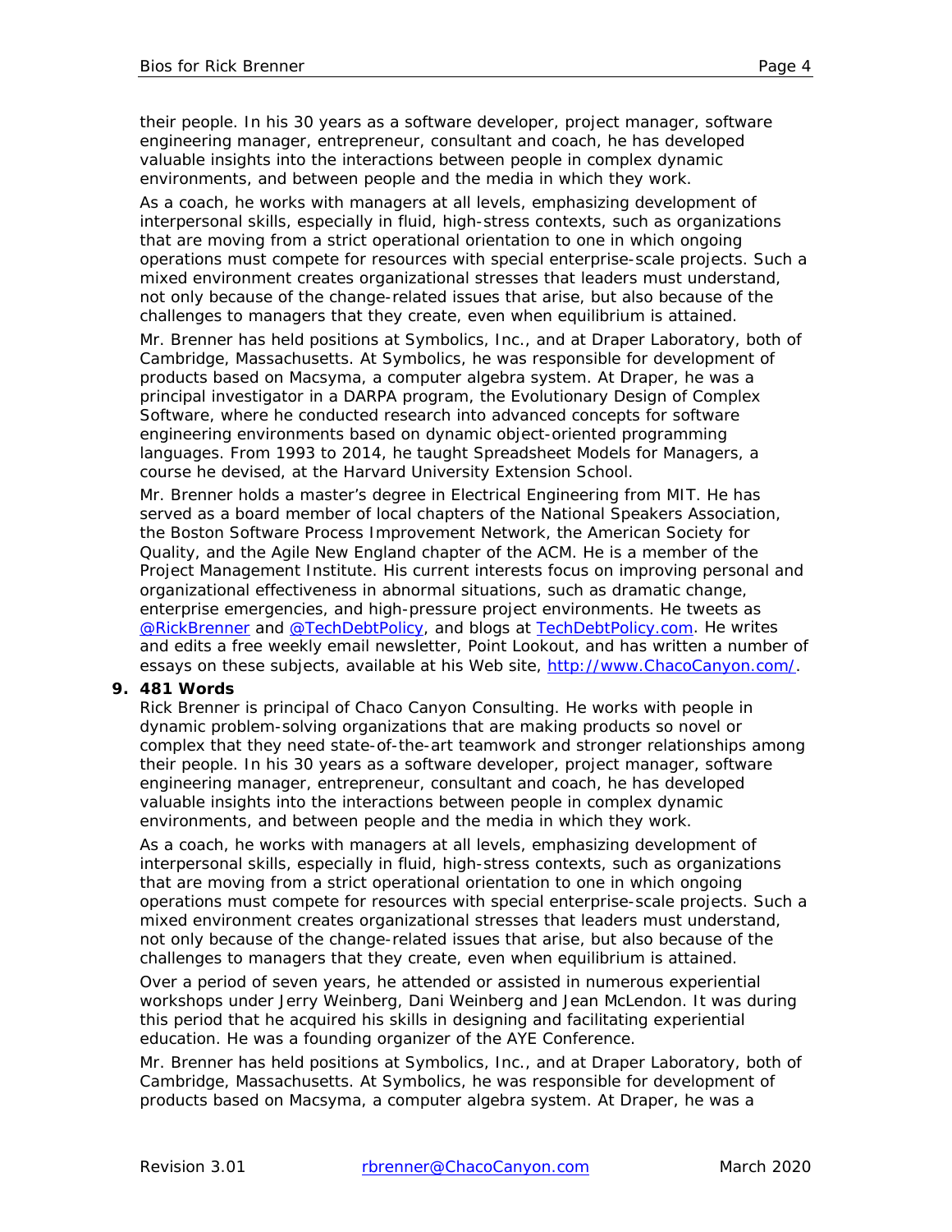their people. In his 30 years as a software developer, project manager, software engineering manager, entrepreneur, consultant and coach, he has developed valuable insights into the interactions between people in complex dynamic environments, and between people and the media in which they work.

As a coach, he works with managers at all levels, emphasizing development of interpersonal skills, especially in fluid, high-stress contexts, such as organizations that are moving from a strict operational orientation to one in which ongoing operations must compete for resources with special enterprise-scale projects. Such a mixed environment creates organizational stresses that leaders must understand, not only because of the change-related issues that arise, but also because of the challenges to managers that they create, even when equilibrium is attained.

Mr. Brenner has held positions at Symbolics, Inc., and at Draper Laboratory, both of Cambridge, Massachusetts. At Symbolics, he was responsible for development of products based on Macsyma, a computer algebra system. At Draper, he was a principal investigator in a DARPA program, the Evolutionary Design of Complex Software, where he conducted research into advanced concepts for software engineering environments based on dynamic object-oriented programming languages. From 1993 to 2014, he taught Spreadsheet Models for Managers, a course he devised, at the Harvard University Extension School.

Mr. Brenner holds a master's degree in Electrical Engineering from MIT. He has served as a board member of local chapters of the National Speakers Association, the Boston Software Process Improvement Network, the American Society for Quality, and the Agile New England chapter of the ACM. He is a member of the Project Management Institute. His current interests focus on improving personal and organizational effectiveness in abnormal situations, such as dramatic change, enterprise emergencies, and high-pressure project environments. He tweets as @RickBrenner and @TechDebtPolicy, and blogs at TechDebtPolicy.com. He writes and edits a free weekly email newsletter, Point Lookout, and has written a number of essays on these subjects, available at his Web site, http://www.ChacoCanyon.com/.

**9. 481 Words**

Rick Brenner is principal of Chaco Canyon Consulting. He works with people in dynamic problem-solving organizations that are making products so novel or complex that they need state-of-the-art teamwork and stronger relationships among their people. In his 30 years as a software developer, project manager, software engineering manager, entrepreneur, consultant and coach, he has developed valuable insights into the interactions between people in complex dynamic environments, and between people and the media in which they work.

As a coach, he works with managers at all levels, emphasizing development of interpersonal skills, especially in fluid, high-stress contexts, such as organizations that are moving from a strict operational orientation to one in which ongoing operations must compete for resources with special enterprise-scale projects. Such a mixed environment creates organizational stresses that leaders must understand, not only because of the change-related issues that arise, but also because of the challenges to managers that they create, even when equilibrium is attained.

Over a period of seven years, he attended or assisted in numerous experiential workshops under Jerry Weinberg, Dani Weinberg and Jean McLendon. It was during this period that he acquired his skills in designing and facilitating experiential education. He was a founding organizer of the AYE Conference.

Mr. Brenner has held positions at Symbolics, Inc., and at Draper Laboratory, both of Cambridge, Massachusetts. At Symbolics, he was responsible for development of products based on Macsyma, a computer algebra system. At Draper, he was a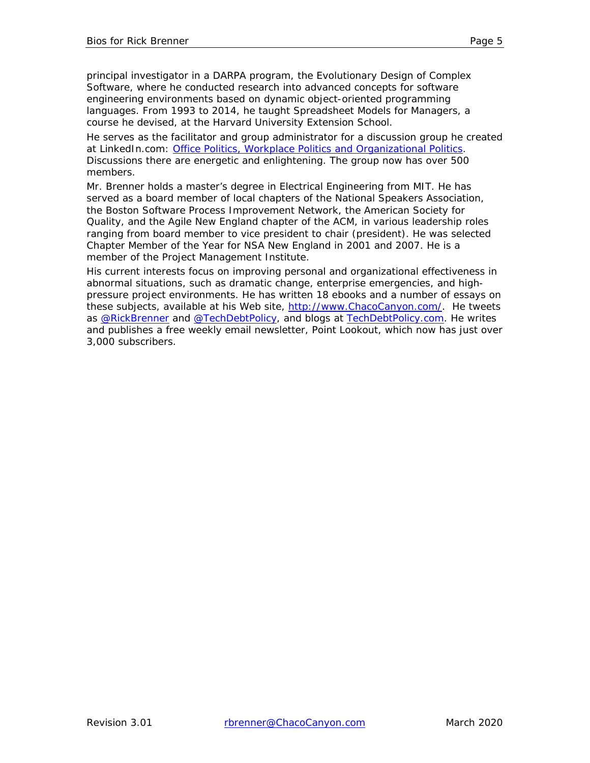principal investigator in a DARPA program, the Evolutionary Design of Complex Software, where he conducted research into advanced concepts for software engineering environments based on dynamic object-oriented programming languages. From 1993 to 2014, he taught Spreadsheet Models for Managers, a course he devised, at the Harvard University Extension School.

He serves as the facilitator and group administrator for a discussion group he created at LinkedIn.com: [Office Politics, Workplace Politics and Organizational Politics](). Discussions there are energetic and enlightening. The group now has over 500 members.

Mr. Brenner holds a master's degree in Electrical Engineering from MIT. He has served as a board member of local chapters of the National Speakers Association, the Boston Software Process Improvement Network, the American Society for Quality, and the Agile New England chapter of the ACM, in various leadership roles ranging from board member to vice president to chair (president). He was selected Chapter Member of the Year for NSA New England in 2001 and 2007. He is a member of the Project Management Institute.

His current interests focus on improving personal and organizational effectiveness in abnormal situations, such as dramatic change, enterprise emergencies, and high-pressure project environments. He has written 18 ebooks and a number of essays on these subjects, available at his Web site, [http://www.ChacoCanyon.com/](http://www.ChacoCanyon.com/). He tweets as [@RickBrenner]() and [@TechDebtPolicy](), and blogs at [TechDebtPolicy.com](). He writes and publishes a free weekly email newsletter, Point Lookout, which now has just over 3,000 subscribers.